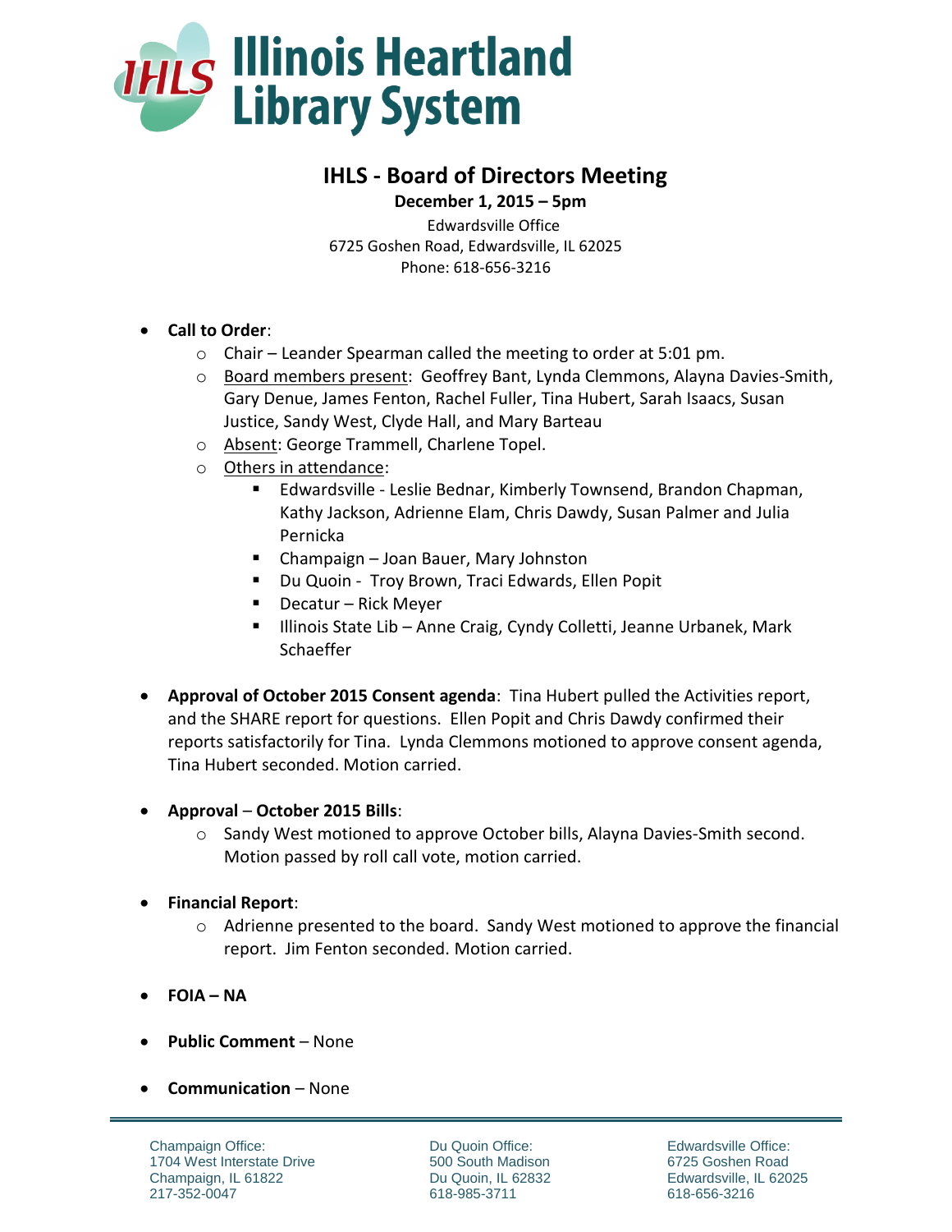# Illinois Heartland Library System

## IHLS - Board of Directors Meeting

**December 1, 2015 – 5pm**

Edwardsville Office
6725 Goshen Road, Edwardsville, IL 62025
Phone: 618-656-3216

- **Call to Order**:
  - Chair – Leander Spearman called the meeting to order at 5:01 pm.
  - Board members present: Geoffrey Bant, Lynda Clemmons, Alayna Davies-Smith, Gary Denue, James Fenton, Rachel Fuller, Tina Hubert, Sarah Isaacs, Susan Justice, Sandy West, Clyde Hall, and Mary Barteau
  - Absent: George Trammell, Charlene Topel.
  - Others in attendance:
    - Edwardsville - Leslie Bednar, Kimberly Townsend, Brandon Chapman, Kathy Jackson, Adrienne Elam, Chris Dawdy, Susan Palmer and Julia Pernicka
    - Champaign – Joan Bauer, Mary Johnston
    - Du Quoin - Troy Brown, Traci Edwards, Ellen Popit
    - Decatur – Rick Meyer
    - Illinois State Lib – Anne Craig, Cyndy Colletti, Jeanne Urbanek, Mark Schaeffer

- **Approval of October 2015 Consent agenda**: Tina Hubert pulled the Activities report, and the SHARE report for questions. Ellen Popit and Chris Dawdy confirmed their reports satisfactorily for Tina. Lynda Clemmons motioned to approve consent agenda, Tina Hubert seconded. Motion carried.

- **Approval** – **October 2015 Bills**:
  - Sandy West motioned to approve October bills, Alayna Davies-Smith second. Motion passed by roll call vote, motion carried.

- **Financial Report**:
  - Adrienne presented to the board. Sandy West motioned to approve the financial report. Jim Fenton seconded. Motion carried.

- **FOIA – NA**

- **Public Comment** – None

- **Communication** – None

Champaign Office:
1704 West Interstate Drive
Champaign, IL 61822
217-352-0047

Du Quoin Office:
500 South Madison
Du Quoin, IL 62832
618-985-3711

Edwardsville Office:
6725 Goshen Road
Edwardsville, IL 62025
618-656-3216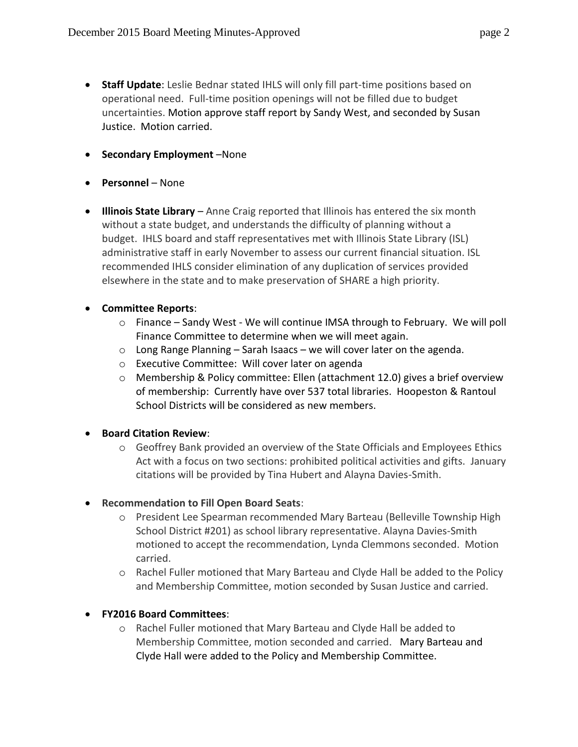- **Staff Update**: Leslie Bednar stated IHLS will only fill part-time positions based on operational need. Full-time position openings will not be filled due to budget uncertainties. Motion approve staff report by Sandy West, and seconded by Susan Justice. Motion carried.

- **Secondary Employment** –None

- **Personnel** – None

- **Illinois State Library** – Anne Craig reported that Illinois has entered the six month without a state budget, and understands the difficulty of planning without a budget. IHLS board and staff representatives met with Illinois State Library (ISL) administrative staff in early November to assess our current financial situation. ISL recommended IHLS consider elimination of any duplication of services provided elsewhere in the state and to make preservation of SHARE a high priority.

- **Committee Reports**:
  - Finance – Sandy West - We will continue IMSA through to February. We will poll Finance Committee to determine when we will meet again.
  - Long Range Planning – Sarah Isaacs – we will cover later on the agenda.
  - Executive Committee: Will cover later on agenda
  - Membership & Policy committee: Ellen (attachment 12.0) gives a brief overview of membership: Currently have over 537 total libraries. Hoopeston & Rantoul School Districts will be considered as new members.

- **Board Citation Review**:
  - Geoffrey Bank provided an overview of the State Officials and Employees Ethics Act with a focus on two sections: prohibited political activities and gifts. January citations will be provided by Tina Hubert and Alayna Davies-Smith.

- **Recommendation to Fill Open Board Seats**:
  - President Lee Spearman recommended Mary Barteau (Belleville Township High School District #201) as school library representative. Alayna Davies-Smith motioned to accept the recommendation, Lynda Clemmons seconded. Motion carried.
  - Rachel Fuller motioned that Mary Barteau and Clyde Hall be added to the Policy and Membership Committee, motion seconded by Susan Justice and carried.

- **FY2016 Board Committees**:
  - Rachel Fuller motioned that Mary Barteau and Clyde Hall be added to Membership Committee, motion seconded and carried. Mary Barteau and Clyde Hall were added to the Policy and Membership Committee.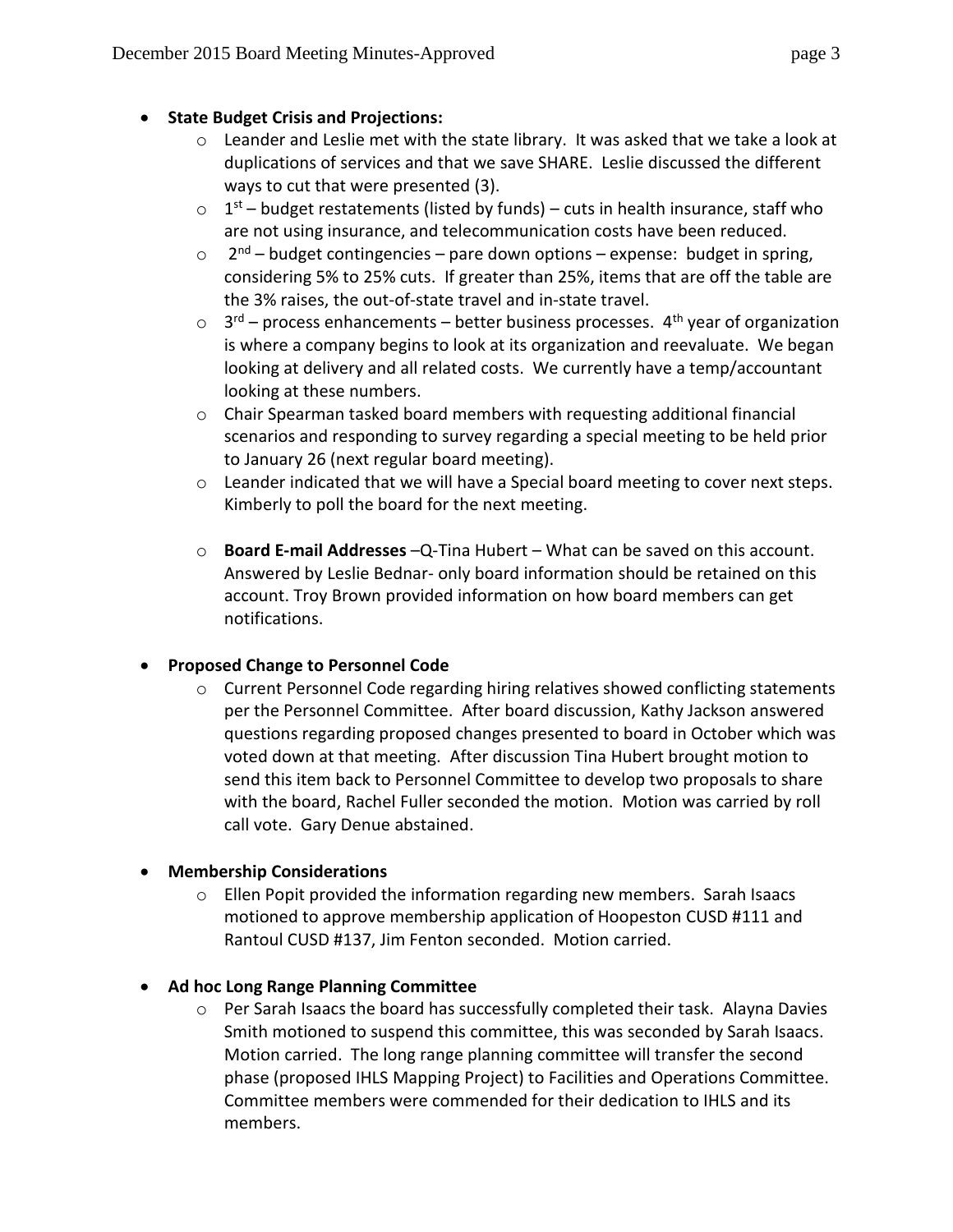- **State Budget Crisis and Projections:**
  - Leander and Leslie met with the state library. It was asked that we take a look at duplications of services and that we save SHARE. Leslie discussed the different ways to cut that were presented (3).
  - 1st – budget restatements (listed by funds) – cuts in health insurance, staff who are not using insurance, and telecommunication costs have been reduced.
  - 2nd – budget contingencies – pare down options – expense: budget in spring, considering 5% to 25% cuts. If greater than 25%, items that are off the table are the 3% raises, the out-of-state travel and in-state travel.
  - 3rd – process enhancements – better business processes. 4th year of organization is where a company begins to look at its organization and reevaluate. We began looking at delivery and all related costs. We currently have a temp/accountant looking at these numbers.
  - Chair Spearman tasked board members with requesting additional financial scenarios and responding to survey regarding a special meeting to be held prior to January 26 (next regular board meeting).
  - Leander indicated that we will have a Special board meeting to cover next steps. Kimberly to poll the board for the next meeting.
  - **Board E-mail Addresses** –Q-Tina Hubert – What can be saved on this account. Answered by Leslie Bednar- only board information should be retained on this account. Troy Brown provided information on how board members can get notifications.

- **Proposed Change to Personnel Code**
  - Current Personnel Code regarding hiring relatives showed conflicting statements per the Personnel Committee. After board discussion, Kathy Jackson answered questions regarding proposed changes presented to board in October which was voted down at that meeting. After discussion Tina Hubert brought motion to send this item back to Personnel Committee to develop two proposals to share with the board, Rachel Fuller seconded the motion. Motion was carried by roll call vote. Gary Denue abstained.

- **Membership Considerations**
  - Ellen Popit provided the information regarding new members. Sarah Isaacs motioned to approve membership application of Hoopeston CUSD #111 and Rantoul CUSD #137, Jim Fenton seconded. Motion carried.

- **Ad hoc Long Range Planning Committee**
  - Per Sarah Isaacs the board has successfully completed their task. Alayna Davies Smith motioned to suspend this committee, this was seconded by Sarah Isaacs. Motion carried. The long range planning committee will transfer the second phase (proposed IHLS Mapping Project) to Facilities and Operations Committee. Committee members were commended for their dedication to IHLS and its members.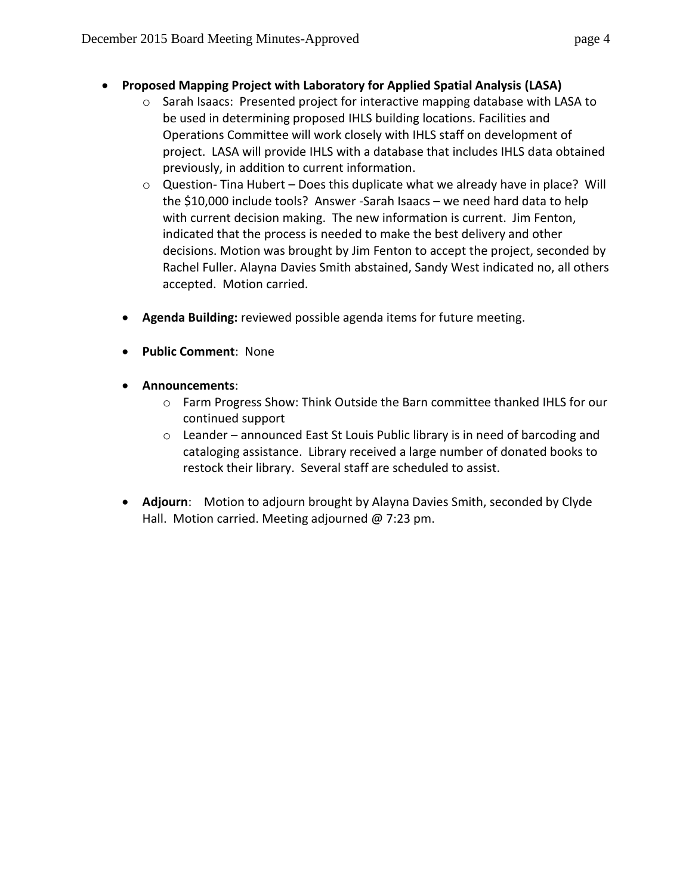- **Proposed Mapping Project with Laboratory for Applied Spatial Analysis (LASA)**
    - Sarah Isaacs: Presented project for interactive mapping database with LASA to be used in determining proposed IHLS building locations. Facilities and Operations Committee will work closely with IHLS staff on development of project. LASA will provide IHLS with a database that includes IHLS data obtained previously, in addition to current information.
    - Question- Tina Hubert – Does this duplicate what we already have in place? Will the $10,000 include tools? Answer -Sarah Isaacs – we need hard data to help with current decision making. The new information is current. Jim Fenton, indicated that the process is needed to make the best delivery and other decisions. Motion was brought by Jim Fenton to accept the project, seconded by Rachel Fuller. Alayna Davies Smith abstained, Sandy West indicated no, all others accepted. Motion carried.

- **Agenda Building:** reviewed possible agenda items for future meeting.

- **Public Comment**: None

- **Announcements**:
    - Farm Progress Show: Think Outside the Barn committee thanked IHLS for our continued support
    - Leander – announced East St Louis Public library is in need of barcoding and cataloging assistance. Library received a large number of donated books to restock their library. Several staff are scheduled to assist.

- **Adjourn**: Motion to adjourn brought by Alayna Davies Smith, seconded by Clyde Hall. Motion carried. Meeting adjourned @ 7:23 pm.